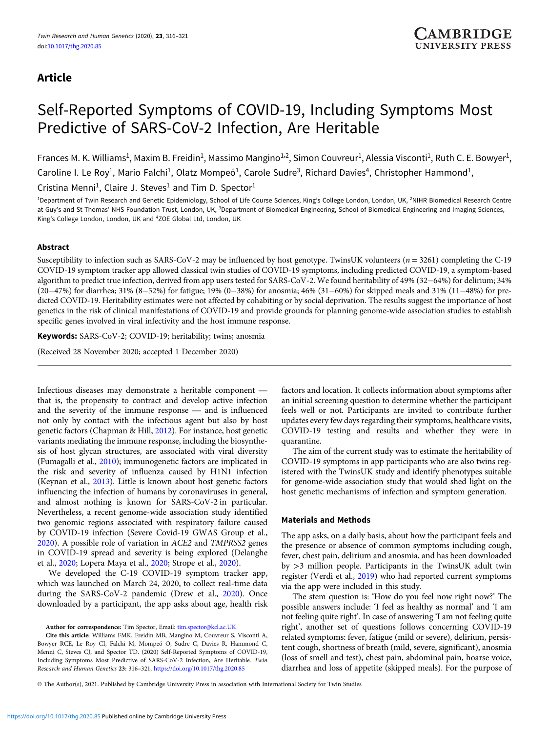Article

# Self-Reported Symptoms of COVID-19, Including Symptoms Most Predictive of SARS-CoV-2 Infection, Are Heritable

Frances M. K. Williams[1], Maxim B. Freidin[1], Massimo Mangino[1,2], Simon Couvreur[1], Alessia Visconti[1], Ruth C. E. Bowyer[1], Caroline I. Le Roy[1], Mario Falchi[1], Olatz Mompeó[1], Carole Sudre[3], Richard Davies[4], Christopher Hammond[1], Cristina Menni[1], Claire J. Steves[1] and Tim D. Spector[1]

[1]Department of Twin Research and Genetic Epidemiology, School of Life Course Sciences, King's College London, London, UK, [2]NIHR Biomedical Research Centre at Guy's and St Thomas' NHS Foundation Trust, London, UK, [3]Department of Biomedical Engineering, School of Biomedical Engineering and Imaging Sciences, King's College London, London, UK and [4]ZOE Global Ltd, London, UK

## Abstract

Susceptibility to infection such as SARS-CoV-2 may be influenced by host genotype. TwinsUK volunteers ($n = 3261$) completing the C-19 COVID-19 symptom tracker app allowed classical twin studies of COVID-19 symptoms, including predicted COVID-19, a symptom-based algorithm to predict true infection, derived from app users tested for SARS-CoV-2. We found heritability of 49% (32−64%) for delirium; 34% (20−47%) for diarrhea; 31% (8−52%) for fatigue; 19% (0−38%) for anosmia; 46% (31−60%) for skipped meals and 31% (11−48%) for predicted COVID-19. Heritability estimates were not affected by cohabiting or by social deprivation. The results suggest the importance of host genetics in the risk of clinical manifestations of COVID-19 and provide grounds for planning genome-wide association studies to establish specific genes involved in viral infectivity and the host immune response.

**Keywords:** SARS-CoV-2; COVID-19; heritability; twins; anosmia

(Received 28 November 2020; accepted 1 December 2020)

Infectious diseases may demonstrate a heritable component — that is, the propensity to contract and develop active infection and the severity of the immune response — and is influenced not only by contact with the infectious agent but also by host genetic factors (Chapman & Hill, 2012). For instance, host genetic variants mediating the immune response, including the biosynthesis of host glycan structures, are associated with viral diversity (Fumagalli et al., 2010); immunogenetic factors are implicated in the risk and severity of influenza caused by H1N1 infection (Keynan et al., 2013). Little is known about host genetic factors influencing the infection of humans by coronaviruses in general, and almost nothing is known for SARS-CoV-2 in particular. Nevertheless, a recent genome-wide association study identified two genomic regions associated with respiratory failure caused by COVID-19 infection (Severe Covid-19 GWAS Group et al., 2020). A possible role of variation in *ACE2* and *TMPRSS2* genes in COVID-19 spread and severity is being explored (Delanghe et al., 2020; Lopera Maya et al., 2020; Strope et al., 2020).

We developed the C-19 COVID-19 symptom tracker app, which was launched on March 24, 2020, to collect real-time data during the SARS-CoV-2 pandemic (Drew et al., 2020). Once downloaded by a participant, the app asks about age, health risk factors and location. It collects information about symptoms after an initial screening question to determine whether the participant feels well or not. Participants are invited to contribute further updates every few days regarding their symptoms, healthcare visits, COVID-19 testing and results and whether they were in quarantine.

The aim of the current study was to estimate the heritability of COVID-19 symptoms in app participants who are also twins registered with the TwinsUK study and identify phenotypes suitable for genome-wide association study that would shed light on the host genetic mechanisms of infection and symptom generation.

## Materials and Methods

The app asks, on a daily basis, about how the participant feels and the presence or absence of common symptoms including cough, fever, chest pain, delirium and anosmia, and has been downloaded by >3 million people. Participants in the TwinsUK adult twin register (Verdi et al., 2019) who had reported current symptoms via the app were included in this study.

The stem question is: 'How do you feel now right now?' The possible answers include: 'I feel as healthy as normal' and 'I am not feeling quite right'. In case of answering 'I am not feeling quite right', another set of questions follows concerning COVID-19 related symptoms: fever, fatigue (mild or severe), delirium, persistent cough, shortness of breath (mild, severe, significant), anosmia (loss of smell and test), chest pain, abdominal pain, hoarse voice, diarrhea and loss of appetite (skipped meals). For the purpose of

**Author for correspondence:** Tim Spector, Email: tim.spector@kcl.ac.UK

**Cite this article:** Williams FMK, Freidin MB, Mangino M, Couvreur S, Visconti A, Bowyer RCE, Le Roy CI, Falchi M, Mompeó O, Sudre C, Davies R, Hammond C, Menni C, Steves CJ, and Spector TD. (2020) Self-Reported Symptoms of COVID-19, Including Symptoms Most Predictive of SARS-CoV-2 Infection, Are Heritable. *Twin Research and Human Genetics* **23**: 316–321, https://doi.org/10.1017/thg.2020.85

© The Author(s), 2021. Published by Cambridge University Press in association with International Society for Twin Studies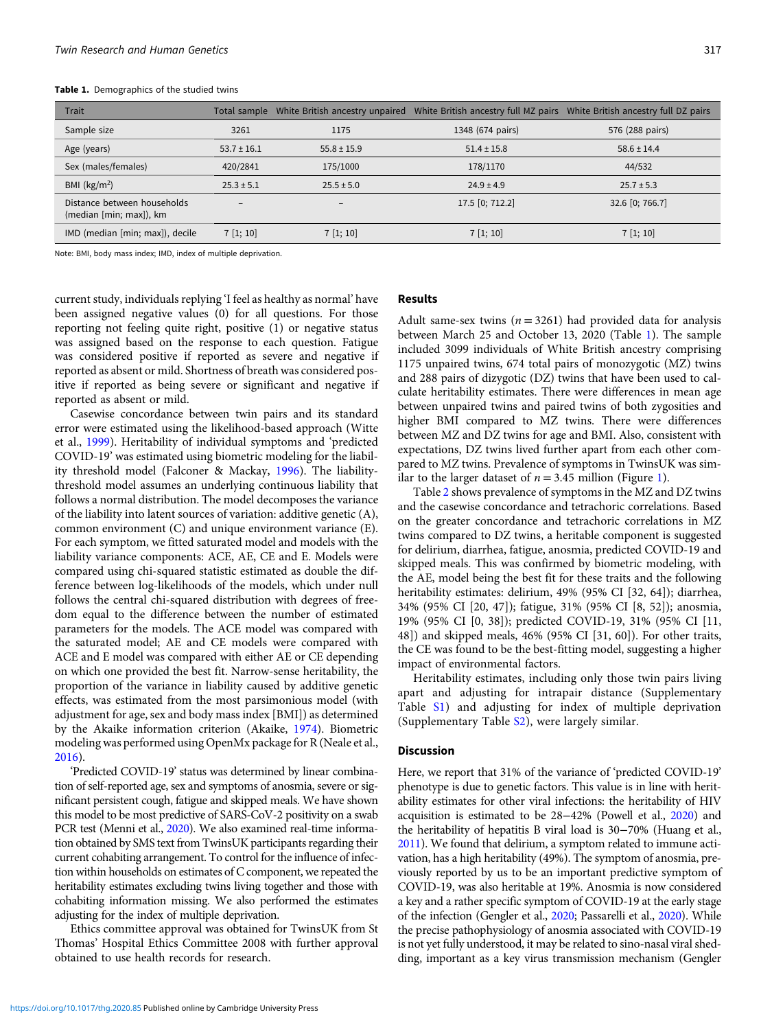**Table 1.** Demographics of the studied twins

| Trait | Total sample | White British ancestry unpaired | White British ancestry full MZ pairs | White British ancestry full DZ pairs |
|---|---|---|---|---|
| Sample size | 3261 | 1175 | 1348 (674 pairs) | 576 (288 pairs) |
| Age (years) | 53.7 ± 16.1 | 55.8 ± 15.9 | 51.4 ± 15.8 | 58.6 ± 14.4 |
| Sex (males/females) | 420/2841 | 175/1000 | 178/1170 | 44/532 |
| BMI (kg/m$^2$) | 25.3 ± 5.1 | 25.5 ± 5.0 | 24.9 ± 4.9 | 25.7 ± 5.3 |
| Distance between households (median [min; max]), km | – | – | 17.5 [0; 712.2] | 32.6 [0; 766.7] |
| IMD (median [min; max]), decile | 7 [1; 10] | 7 [1; 10] | 7 [1; 10] | 7 [1; 10] |

Note: BMI, body mass index; IMD, index of multiple deprivation.

current study, individuals replying 'I feel as healthy as normal' have been assigned negative values (0) for all questions. For those reporting not feeling quite right, positive (1) or negative status was assigned based on the response to each question. Fatigue was considered positive if reported as severe and negative if reported as absent or mild. Shortness of breath was considered positive if reported as being severe or significant and negative if reported as absent or mild.

Casewise concordance between twin pairs and its standard error were estimated using the likelihood-based approach (Witte et al., 1999). Heritability of individual symptoms and 'predicted COVID-19' was estimated using biometric modeling for the liability threshold model (Falconer & Mackay, 1996). The liability-threshold model assumes an underlying continuous liability that follows a normal distribution. The model decomposes the variance of the liability into latent sources of variation: additive genetic (A), common environment (C) and unique environment variance (E). For each symptom, we fitted saturated model and models with the liability variance components: ACE, AE, CE and E. Models were compared using chi-squared statistic estimated as double the difference between log-likelihoods of the models, which under null follows the central chi-squared distribution with degrees of freedom equal to the difference between the number of estimated parameters for the models. The ACE model was compared with the saturated model; AE and CE models were compared with ACE and E model was compared with either AE or CE depending on which one provided the best fit. Narrow-sense heritability, the proportion of the variance in liability caused by additive genetic effects, was estimated from the most parsimonious model (with adjustment for age, sex and body mass index [BMI]) as determined by the Akaike information criterion (Akaike, 1974). Biometric modeling was performed using OpenMx package for R (Neale et al., 2016).

'Predicted COVID-19' status was determined by linear combination of self-reported age, sex and symptoms of anosmia, severe or significant persistent cough, fatigue and skipped meals. We have shown this model to be most predictive of SARS-CoV-2 positivity on a swab PCR test (Menni et al., 2020). We also examined real-time information obtained by SMS text from TwinsUK participants regarding their current cohabiting arrangement. To control for the influence of infection within households on estimates of C component, we repeated the heritability estimates excluding twins living together and those with cohabiting information missing. We also performed the estimates adjusting for the index of multiple deprivation.

Ethics committee approval was obtained for TwinsUK from St Thomas' Hospital Ethics Committee 2008 with further approval obtained to use health records for research.

## Results

Adult same-sex twins ($n = 3261$) had provided data for analysis between March 25 and October 13, 2020 (Table 1). The sample included 3099 individuals of White British ancestry comprising 1175 unpaired twins, 674 total pairs of monozygotic (MZ) twins and 288 pairs of dizygotic (DZ) twins that have been used to calculate heritability estimates. There were differences in mean age between unpaired twins and paired twins of both zygosities and higher BMI compared to MZ twins. There were differences between MZ and DZ twins for age and BMI. Also, consistent with expectations, DZ twins lived further apart from each other compared to MZ twins. Prevalence of symptoms in TwinsUK was similar to the larger dataset of $n = 3.45$ million (Figure 1).

Table 2 shows prevalence of symptoms in the MZ and DZ twins and the casewise concordance and tetrachoric correlations. Based on the greater concordance and tetrachoric correlations in MZ twins compared to DZ twins, a heritable component is suggested for delirium, diarrhea, fatigue, anosmia, predicted COVID-19 and skipped meals. This was confirmed by biometric modeling, with the AE, model being the best fit for these traits and the following heritability estimates: delirium, 49% (95% CI [32, 64]); diarrhea, 34% (95% CI [20, 47]); fatigue, 31% (95% CI [8, 52]); anosmia, 19% (95% CI [0, 38]); predicted COVID-19, 31% (95% CI [11, 48]) and skipped meals, 46% (95% CI [31, 60]). For other traits, the CE was found to be the best-fitting model, suggesting a higher impact of environmental factors.

Heritability estimates, including only those twin pairs living apart and adjusting for intrapair distance (Supplementary Table S1) and adjusting for index of multiple deprivation (Supplementary Table S2), were largely similar.

## Discussion

Here, we report that 31% of the variance of 'predicted COVID-19' phenotype is due to genetic factors. This value is in line with heritability estimates for other viral infections: the heritability of HIV acquisition is estimated to be 28–42% (Powell et al., 2020) and the heritability of hepatitis B viral load is 30–70% (Huang et al., 2011). We found that delirium, a symptom related to immune activation, has a high heritability (49%). The symptom of anosmia, previously reported by us to be an important predictive symptom of COVID-19, was also heritable at 19%. Anosmia is now considered a key and a rather specific symptom of COVID-19 at the early stage of the infection (Gengler et al., 2020; Passarelli et al., 2020). While the precise pathophysiology of anosmia associated with COVID-19 is not yet fully understood, it may be related to sino-nasal viral shedding, important as a key virus transmission mechanism (Gengler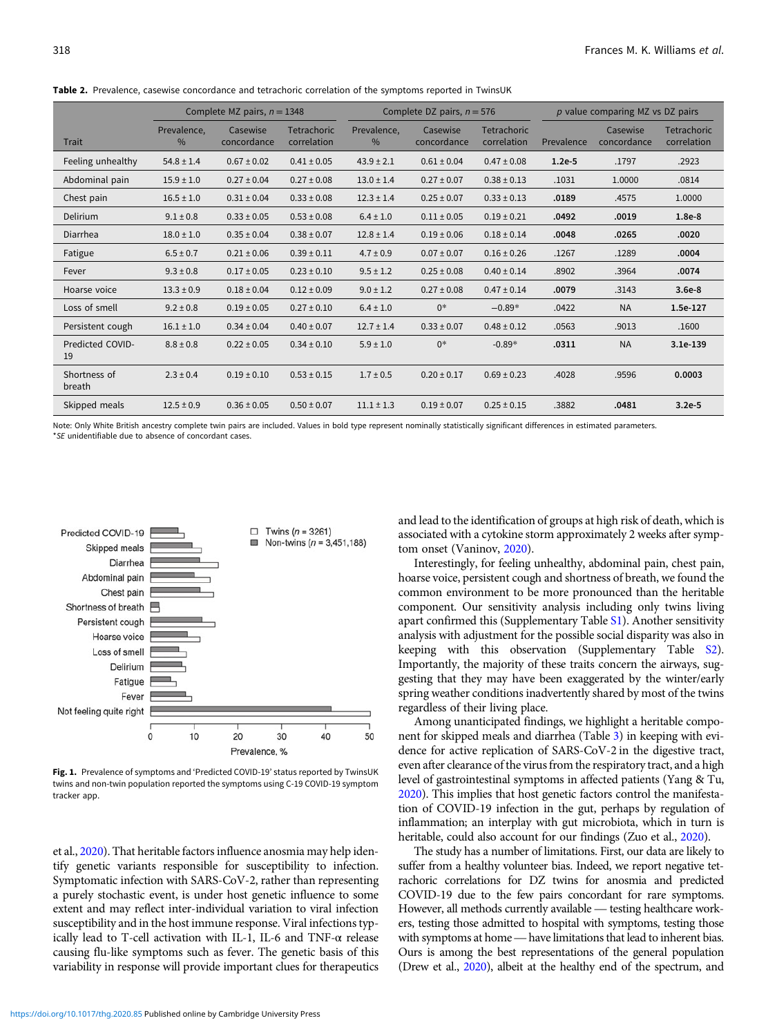**Table 2.** Prevalence, casewise concordance and tetrachoric correlation of the symptoms reported in TwinsUK

| Trait | Complete MZ pairs, $n = 1348$ | | | Complete DZ pairs, $n = 576$ | | | $p$ value comparing MZ vs DZ pairs | | |
|---|---|---|---|---|---|---|---|---|---|
| | Prevalence, % | Casewise concordance | Tetrachoric correlation | Prevalence, % | Casewise concordance | Tetrachoric correlation | Prevalence | Casewise concordance | Tetrachoric correlation |
| Feeling unhealthy | 54.8 ± 1.4 | 0.67 ± 0.02 | 0.41 ± 0.05 | 43.9 ± 2.1 | 0.61 ± 0.04 | 0.47 ± 0.08 | **1.2e-5** | .1797 | .2923 |
| Abdominal pain | 15.9 ± 1.0 | 0.27 ± 0.04 | 0.27 ± 0.08 | 13.0 ± 1.4 | 0.27 ± 0.07 | 0.38 ± 0.13 | .1031 | 1.0000 | .0814 |
| Chest pain | 16.5 ± 1.0 | 0.31 ± 0.04 | 0.33 ± 0.08 | 12.3 ± 1.4 | 0.25 ± 0.07 | 0.33 ± 0.13 | **.0189** | .4575 | 1.0000 |
| Delirium | 9.1 ± 0.8 | 0.33 ± 0.05 | 0.53 ± 0.08 | 6.4 ± 1.0 | 0.11 ± 0.05 | 0.19 ± 0.21 | **.0492** | **.0019** | **1.8e-8** |
| Diarrhea | 18.0 ± 1.0 | 0.35 ± 0.04 | 0.38 ± 0.07 | 12.8 ± 1.4 | 0.19 ± 0.06 | 0.18 ± 0.14 | **.0048** | **.0265** | **.0020** |
| Fatigue | 6.5 ± 0.7 | 0.21 ± 0.06 | 0.39 ± 0.11 | 4.7 ± 0.9 | 0.07 ± 0.07 | 0.16 ± 0.26 | .1267 | .1289 | **.0004** |
| Fever | 9.3 ± 0.8 | 0.17 ± 0.05 | 0.23 ± 0.10 | 9.5 ± 1.2 | 0.25 ± 0.08 | 0.40 ± 0.14 | .8902 | .3964 | **.0074** |
| Hoarse voice | 13.3 ± 0.9 | 0.18 ± 0.04 | 0.12 ± 0.09 | 9.0 ± 1.2 | 0.27 ± 0.08 | 0.47 ± 0.14 | **.0079** | .3143 | **3.6e-8** |
| Loss of smell | 9.2 ± 0.8 | 0.19 ± 0.05 | 0.27 ± 0.10 | 6.4 ± 1.0 | 0* | −0.89* | .0422 | NA | **1.5e-127** |
| Persistent cough | 16.1 ± 1.0 | 0.34 ± 0.04 | 0.40 ± 0.07 | 12.7 ± 1.4 | 0.33 ± 0.07 | 0.48 ± 0.12 | .0563 | .9013 | .1600 |
| Predicted COVID-19 | 8.8 ± 0.8 | 0.22 ± 0.05 | 0.34 ± 0.10 | 5.9 ± 1.0 | 0* | -0.89* | **.0311** | NA | **3.1e-139** |
| Shortness of breath | 2.3 ± 0.4 | 0.19 ± 0.10 | 0.53 ± 0.15 | 1.7 ± 0.5 | 0.20 ± 0.17 | 0.69 ± 0.23 | .4028 | .9596 | **0.0003** |
| Skipped meals | 12.5 ± 0.9 | 0.36 ± 0.05 | 0.50 ± 0.07 | 11.1 ± 1.3 | 0.19 ± 0.07 | 0.25 ± 0.15 | .3882 | **.0481** | **3.2e-5** |

Note: Only White British ancestry complete twin pairs are included. Values in bold type represent nominally statistically significant differences in estimated parameters.
**SE* unidentifiable due to absence of concordant cases.

**Fig. 1.** Prevalence of symptoms and 'Predicted COVID-19' status reported by TwinsUK twins and non-twin population reported the symptoms using C-19 COVID-19 symptom tracker app.

et al., 2020). That heritable factors influence anosmia may help identify genetic variants responsible for susceptibility to infection. Symptomatic infection with SARS-CoV-2, rather than representing a purely stochastic event, is under host genetic influence to some extent and may reflect inter-individual variation to viral infection susceptibility and in the host immune response. Viral infections typically lead to T-cell activation with IL-1, IL-6 and TNF-α release causing flu-like symptoms such as fever. The genetic basis of this variability in response will provide important clues for therapeutics and lead to the identification of groups at high risk of death, which is associated with a cytokine storm approximately 2 weeks after symptom onset (Vaninov, 2020).

Interestingly, for feeling unhealthy, abdominal pain, chest pain, hoarse voice, persistent cough and shortness of breath, we found the common environment to be more pronounced than the heritable component. Our sensitivity analysis including only twins living apart confirmed this (Supplementary Table S1). Another sensitivity analysis with adjustment for the possible social disparity was also in keeping with this observation (Supplementary Table S2). Importantly, the majority of these traits concern the airways, suggesting that they may have been exaggerated by the winter/early spring weather conditions inadvertently shared by most of the twins regardless of their living place.

Among unanticipated findings, we highlight a heritable component for skipped meals and diarrhea (Table 3) in keeping with evidence for active replication of SARS-CoV-2 in the digestive tract, even after clearance of the virus from the respiratory tract, and a high level of gastrointestinal symptoms in affected patients (Yang & Tu, 2020). This implies that host genetic factors control the manifestation of COVID-19 infection in the gut, perhaps by regulation of inflammation; an interplay with gut microbiota, which in turn is heritable, could also account for our findings (Zuo et al., 2020).

The study has a number of limitations. First, our data are likely to suffer from a healthy volunteer bias. Indeed, we report negative tetrachoric correlations for DZ twins for anosmia and predicted COVID-19 due to the few pairs concordant for rare symptoms. However, all methods currently available — testing healthcare workers, testing those admitted to hospital with symptoms, testing those with symptoms at home — have limitations that lead to inherent bias. Ours is among the best representations of the general population (Drew et al., 2020), albeit at the healthy end of the spectrum, and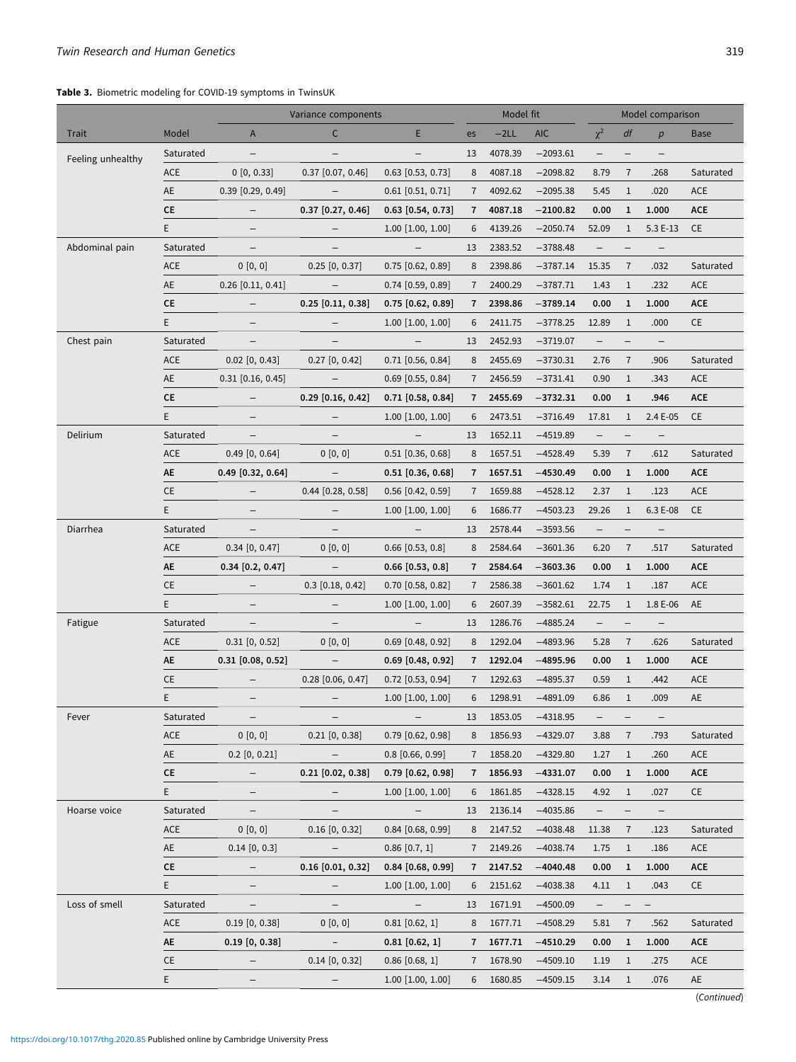**Table 3.** Biometric modeling for COVID-19 symptoms in TwinsUK

| | | Variance components | | | Model fit | | | Model comparison | | | |
|---|---|---|---|---|---|---|---|---|---|---|---|
| Trait | Model | A | C | E | es | −2LL | AIC | $\chi^2$ | *df* | *p* | Base |
| Feeling unhealthy | Saturated | – | – | – | 13 | 4078.39 | −2093.61 | – | – | – | |
| | ACE | 0 [0, 0.33] | 0.37 [0.07, 0.46] | 0.63 [0.53, 0.73] | 8 | 4087.18 | −2098.82 | 8.79 | 7 | .268 | Saturated |
| | AE | 0.39 [0.29, 0.49] | – | 0.61 [0.51, 0.71] | 7 | 4092.62 | −2095.38 | 5.45 | 1 | .020 | ACE |
| | **CE** | – | **0.37 [0.27, 0.46]** | **0.63 [0.54, 0.73]** | **7** | **4087.18** | **−2100.82** | **0.00** | **1** | **1.000** | **ACE** |
| | E | – | – | 1.00 [1.00, 1.00] | 6 | 4139.26 | −2050.74 | 52.09 | 1 | 5.3 E-13 | CE |
| Abdominal pain | Saturated | – | – | – | 13 | 2383.52 | −3788.48 | – | – | – | |
| | ACE | 0 [0, 0] | 0.25 [0, 0.37] | 0.75 [0.62, 0.89] | 8 | 2398.86 | −3787.14 | 15.35 | 7 | .032 | Saturated |
| | AE | 0.26 [0.11, 0.41] | – | 0.74 [0.59, 0.89] | 7 | 2400.29 | −3787.71 | 1.43 | 1 | .232 | ACE |
| | **CE** | – | **0.25 [0.11, 0.38]** | **0.75 [0.62, 0.89]** | **7** | **2398.86** | **−3789.14** | **0.00** | **1** | **1.000** | **ACE** |
| | E | – | – | 1.00 [1.00, 1.00] | 6 | 2411.75 | −3778.25 | 12.89 | 1 | .000 | CE |
| Chest pain | Saturated | – | – | – | 13 | 2452.93 | −3719.07 | – | – | – | |
| | ACE | 0.02 [0, 0.43] | 0.27 [0, 0.42] | 0.71 [0.56, 0.84] | 8 | 2455.69 | −3730.31 | 2.76 | 7 | .906 | Saturated |
| | AE | 0.31 [0.16, 0.45] | – | 0.69 [0.55, 0.84] | 7 | 2456.59 | −3731.41 | 0.90 | 1 | .343 | ACE |
| | **CE** | – | **0.29 [0.16, 0.42]** | **0.71 [0.58, 0.84]** | **7** | **2455.69** | **−3732.31** | **0.00** | **1** | **.946** | **ACE** |
| | E | – | – | 1.00 [1.00, 1.00] | 6 | 2473.51 | −3716.49 | 17.81 | 1 | 2.4 E-05 | CE |
| Delirium | Saturated | – | – | – | 13 | 1652.11 | −4519.89 | – | – | – | |
| | ACE | 0.49 [0, 0.64] | 0 [0, 0] | 0.51 [0.36, 0.68] | 8 | 1657.51 | −4528.49 | 5.39 | 7 | .612 | Saturated |
| | **AE** | **0.49 [0.32, 0.64]** | – | **0.51 [0.36, 0.68]** | **7** | **1657.51** | **−4530.49** | **0.00** | **1** | **1.000** | **ACE** |
| | CE | – | 0.44 [0.28, 0.58] | 0.56 [0.42, 0.59] | 7 | 1659.88 | −4528.12 | 2.37 | 1 | .123 | ACE |
| | E | – | – | 1.00 [1.00, 1.00] | 6 | 1686.77 | −4503.23 | 29.26 | 1 | 6.3 E-08 | CE |
| Diarrhea | Saturated | – | – | – | 13 | 2578.44 | −3593.56 | – | – | – | |
| | ACE | 0.34 [0, 0.47] | 0 [0, 0] | 0.66 [0.53, 0.8] | 8 | 2584.64 | −3601.36 | 6.20 | 7 | .517 | Saturated |
| | **AE** | **0.34 [0.2, 0.47]** | – | **0.66 [0.53, 0.8]** | **7** | **2584.64** | **−3603.36** | **0.00** | **1** | **1.000** | **ACE** |
| | CE | – | 0.3 [0.18, 0.42] | 0.70 [0.58, 0.82] | 7 | 2586.38 | −3601.62 | 1.74 | 1 | .187 | ACE |
| | E | – | – | 1.00 [1.00, 1.00] | 6 | 2607.39 | −3582.61 | 22.75 | 1 | 1.8 E-06 | AE |
| Fatigue | Saturated | – | – | – | 13 | 1286.76 | −4885.24 | – | – | – | |
| | ACE | 0.31 [0, 0.52] | 0 [0, 0] | 0.69 [0.48, 0.92] | 8 | 1292.04 | −4893.96 | 5.28 | 7 | .626 | Saturated |
| | **AE** | **0.31 [0.08, 0.52]** | – | **0.69 [0.48, 0.92]** | **7** | **1292.04** | **−4895.96** | **0.00** | **1** | **1.000** | **ACE** |
| | CE | – | 0.28 [0.06, 0.47] | 0.72 [0.53, 0.94] | 7 | 1292.63 | −4895.37 | 0.59 | 1 | .442 | ACE |
| | E | – | – | 1.00 [1.00, 1.00] | 6 | 1298.91 | −4891.09 | 6.86 | 1 | .009 | AE |
| Fever | Saturated | – | – | – | 13 | 1853.05 | −4318.95 | – | – | – | |
| | ACE | 0 [0, 0] | 0.21 [0, 0.38] | 0.79 [0.62, 0.98] | 8 | 1856.93 | −4329.07 | 3.88 | 7 | .793 | Saturated |
| | AE | 0.2 [0, 0.21] | – | 0.8 [0.66, 0.99] | 7 | 1858.20 | −4329.80 | 1.27 | 1 | .260 | ACE |
| | **CE** | – | **0.21 [0.02, 0.38]** | **0.79 [0.62, 0.98]** | **7** | **1856.93** | **−4331.07** | **0.00** | **1** | **1.000** | **ACE** |
| | E | – | – | 1.00 [1.00, 1.00] | 6 | 1861.85 | −4328.15 | 4.92 | 1 | .027 | CE |
| Hoarse voice | Saturated | – | – | – | 13 | 2136.14 | −4035.86 | – | – | – | |
| | ACE | 0 [0, 0] | 0.16 [0, 0.32] | 0.84 [0.68, 0.99] | 8 | 2147.52 | −4038.48 | 11.38 | 7 | .123 | Saturated |
| | AE | 0.14 [0, 0.3] | – | 0.86 [0.7, 1] | 7 | 2149.26 | −4038.74 | 1.75 | 1 | .186 | ACE |
| | **CE** | – | **0.16 [0.01, 0.32]** | **0.84 [0.68, 0.99]** | **7** | **2147.52** | **−4040.48** | **0.00** | **1** | **1.000** | **ACE** |
| | E | – | – | 1.00 [1.00, 1.00] | 6 | 2151.62 | −4038.38 | 4.11 | 1 | .043 | CE |
| Loss of smell | Saturated | – | – | – | 13 | 1671.91 | −4500.09 | – | – | – | |
| | ACE | 0.19 [0, 0.38] | 0 [0, 0] | 0.81 [0.62, 1] | 8 | 1677.71 | −4508.29 | 5.81 | 7 | .562 | Saturated |
| | **AE** | **0.19 [0, 0.38]** | – | **0.81 [0.62, 1]** | **7** | **1677.71** | **−4510.29** | **0.00** | **1** | **1.000** | **ACE** |
| | CE | – | 0.14 [0, 0.32] | 0.86 [0.68, 1] | 7 | 1678.90 | −4509.10 | 1.19 | 1 | .275 | ACE |
| | E | – | – | 1.00 [1.00, 1.00] | 6 | 1680.85 | −4509.15 | 3.14 | 1 | .076 | AE |

(*Continued*)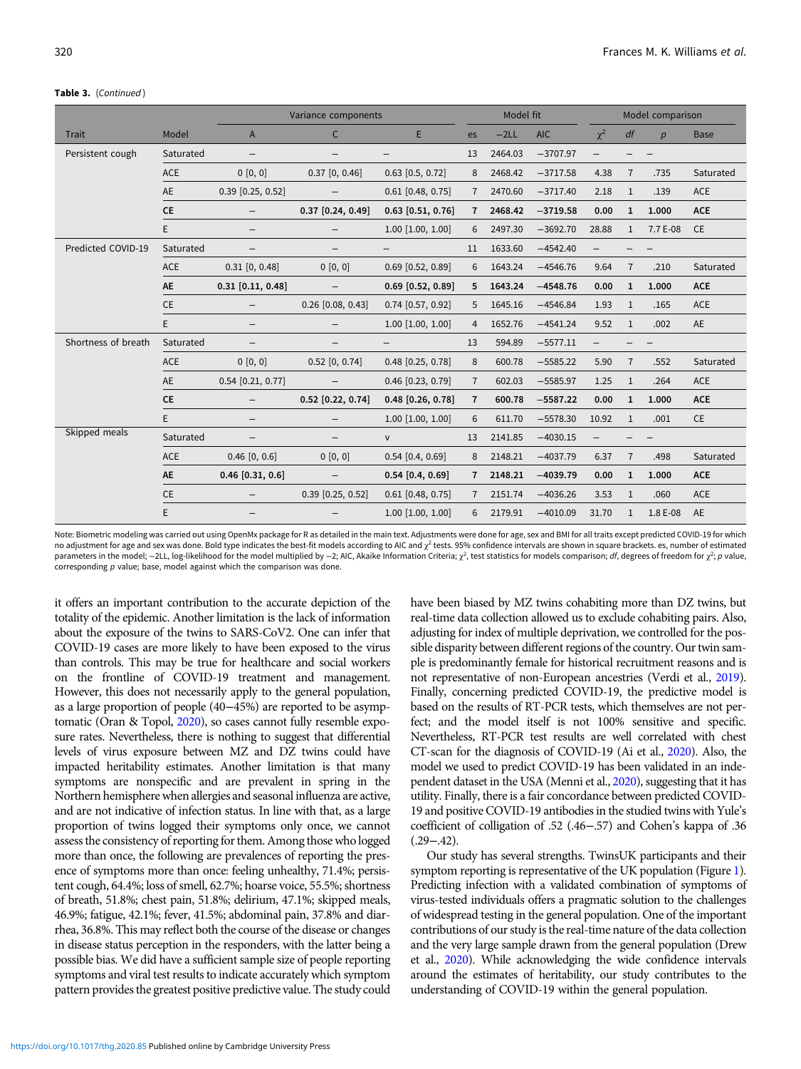**Table 3.** (*Continued*)

| Trait | Model | Variance components | | | Model fit | | | Model comparison | | | |
|---|---|---|---|---|---|---|---|---|---|---|---|
| | | A | C | E | es | −2LL | AIC | $\chi^2$ | *df* | *p* | Base |
| Persistent cough | Saturated | – | – | – | 13 | 2464.03 | −3707.97 | – | – | – | |
| | ACE | 0 [0, 0] | 0.37 [0, 0.46] | 0.63 [0.5, 0.72] | 8 | 2468.42 | −3717.58 | 4.38 | 7 | .735 | Saturated |
| | AE | 0.39 [0.25, 0.52] | – | 0.61 [0.48, 0.75] | 7 | 2470.60 | −3717.40 | 2.18 | 1 | .139 | ACE |
| | **CE** | – | **0.37 [0.24, 0.49]** | **0.63 [0.51, 0.76]** | **7** | **2468.42** | **−3719.58** | **0.00** | **1** | **1.000** | **ACE** |
| | E | – | – | 1.00 [1.00, 1.00] | 6 | 2497.30 | −3692.70 | 28.88 | 1 | 7.7 E-08 | CE |
| Predicted COVID-19 | Saturated | – | – | – | 11 | 1633.60 | −4542.40 | – | – | – | |
| | ACE | 0.31 [0, 0.48] | 0 [0, 0] | 0.69 [0.52, 0.89] | 6 | 1643.24 | −4546.76 | 9.64 | 7 | .210 | Saturated |
| | **AE** | **0.31 [0.11, 0.48]** | – | **0.69 [0.52, 0.89]** | **5** | **1643.24** | **−4548.76** | **0.00** | **1** | **1.000** | **ACE** |
| | CE | – | 0.26 [0.08, 0.43] | 0.74 [0.57, 0.92] | 5 | 1645.16 | −4546.84 | 1.93 | 1 | .165 | ACE |
| | E | – | – | 1.00 [1.00, 1.00] | 4 | 1652.76 | −4541.24 | 9.52 | 1 | .002 | AE |
| Shortness of breath | Saturated | – | – | – | 13 | 594.89 | −5577.11 | – | – | – | |
| | ACE | 0 [0, 0] | 0.52 [0, 0.74] | 0.48 [0.25, 0.78] | 8 | 600.78 | −5585.22 | 5.90 | 7 | .552 | Saturated |
| | AE | 0.54 [0.21, 0.77] | – | 0.46 [0.23, 0.79] | 7 | 602.03 | −5585.97 | 1.25 | 1 | .264 | ACE |
| | **CE** | – | **0.52 [0.22, 0.74]** | **0.48 [0.26, 0.78]** | **7** | **600.78** | **−5587.22** | **0.00** | **1** | **1.000** | **ACE** |
| | E | – | – | 1.00 [1.00, 1.00] | 6 | 611.70 | −5578.30 | 10.92 | 1 | .001 | CE |
| Skipped meals | Saturated | – | – | v | 13 | 2141.85 | −4030.15 | – | – | – | |
| | ACE | 0.46 [0, 0.6] | 0 [0, 0] | 0.54 [0.4, 0.69] | 8 | 2148.21 | −4037.79 | 6.37 | 7 | .498 | Saturated |
| | **AE** | **0.46 [0.31, 0.6]** | – | **0.54 [0.4, 0.69]** | **7** | **2148.21** | **−4039.79** | **0.00** | **1** | **1.000** | **ACE** |
| | CE | – | 0.39 [0.25, 0.52] | 0.61 [0.48, 0.75] | 7 | 2151.74 | −4036.26 | 3.53 | 1 | .060 | ACE |
| | E | – | – | 1.00 [1.00, 1.00] | 6 | 2179.91 | −4010.09 | 31.70 | 1 | 1.8 E-08 | AE |

Note: Biometric modeling was carried out using OpenMx package for R as detailed in the main text. Adjustments were done for age, sex and BMI for all traits except predicted COVID-19 for which no adjustment for age and sex was done. Bold type indicates the best-fit models according to AIC and $\chi^2$ tests. 95% confidence intervals are shown in square brackets. es, number of estimated parameters in the model; −2LL, log-likelihood for the model multiplied by −2; AIC, Akaike Information Criteria; $\chi^2$, test statistics for models comparison; *df*, degrees of freedom for $\chi^2$; *p* value, corresponding *p* value; base, model against which the comparison was done.

it offers an important contribution to the accurate depiction of the totality of the epidemic. Another limitation is the lack of information about the exposure of the twins to SARS-CoV2. One can infer that COVID-19 cases are more likely to have been exposed to the virus than controls. This may be true for healthcare and social workers on the frontline of COVID-19 treatment and management. However, this does not necessarily apply to the general population, as a large proportion of people (40−45%) are reported to be asymptomatic (Oran & Topol, 2020), so cases cannot fully resemble exposure rates. Nevertheless, there is nothing to suggest that differential levels of virus exposure between MZ and DZ twins could have impacted heritability estimates. Another limitation is that many symptoms are nonspecific and are prevalent in spring in the Northern hemisphere when allergies and seasonal influenza are active, and are not indicative of infection status. In line with that, as a large proportion of twins logged their symptoms only once, we cannot assess the consistency of reporting for them. Among those who logged more than once, the following are prevalences of reporting the presence of symptoms more than once: feeling unhealthy, 71.4%; persistent cough, 64.4%; loss of smell, 62.7%; hoarse voice, 55.5%; shortness of breath, 51.8%; chest pain, 51.8%; delirium, 47.1%; skipped meals, 46.9%; fatigue, 42.1%; fever, 41.5%; abdominal pain, 37.8% and diarrhea, 36.8%. This may reflect both the course of the disease or changes in disease status perception in the responders, with the latter being a possible bias. We did have a sufficient sample size of people reporting symptoms and viral test results to indicate accurately which symptom pattern provides the greatest positive predictive value. The study could have been biased by MZ twins cohabiting more than DZ twins, but real-time data collection allowed us to exclude cohabiting pairs. Also, adjusting for index of multiple deprivation, we controlled for the possible disparity between different regions of the country. Our twin sample is predominantly female for historical recruitment reasons and is not representative of non-European ancestries (Verdi et al., 2019). Finally, concerning predicted COVID-19, the predictive model is based on the results of RT-PCR tests, which themselves are not perfect; and the model itself is not 100% sensitive and specific. Nevertheless, RT-PCR test results are well correlated with chest CT-scan for the diagnosis of COVID-19 (Ai et al., 2020). Also, the model we used to predict COVID-19 has been validated in an independent dataset in the USA (Menni et al., 2020), suggesting that it has utility. Finally, there is a fair concordance between predicted COVID-19 and positive COVID-19 antibodies in the studied twins with Yule's coefficient of colligation of .52 (.46−.57) and Cohen's kappa of .36 (.29−.42).

Our study has several strengths. TwinsUK participants and their symptom reporting is representative of the UK population (Figure 1). Predicting infection with a validated combination of symptoms of virus-tested individuals offers a pragmatic solution to the challenges of widespread testing in the general population. One of the important contributions of our study is the real-time nature of the data collection and the very large sample drawn from the general population (Drew et al., 2020). While acknowledging the wide confidence intervals around the estimates of heritability, our study contributes to the understanding of COVID-19 within the general population.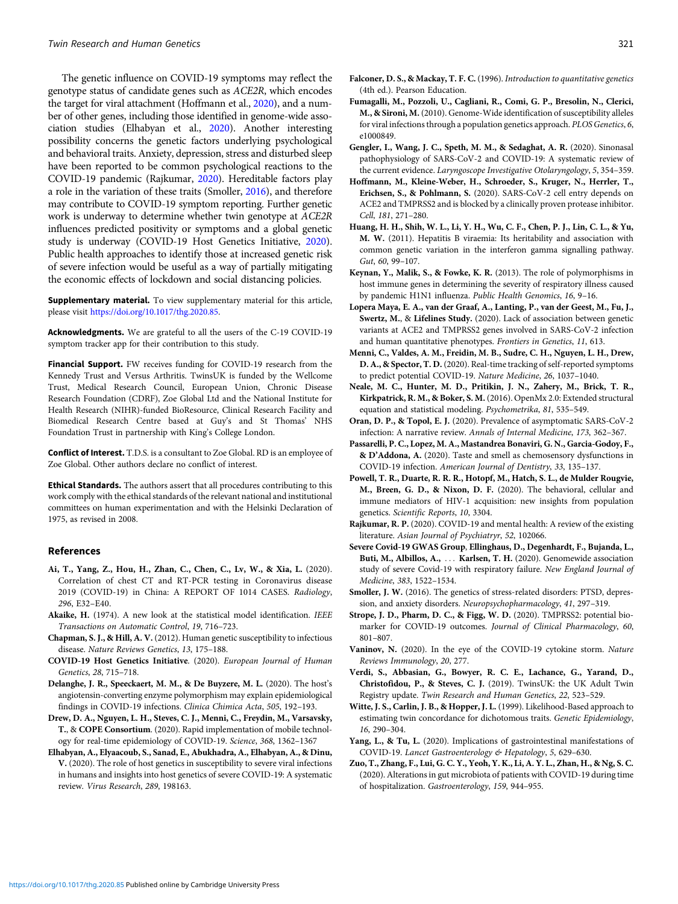The genetic influence on COVID-19 symptoms may reflect the genotype status of candidate genes such as *ACE2R*, which encodes the target for viral attachment (Hoffmann et al., 2020), and a number of other genes, including those identified in genome-wide association studies (Elhabyan et al., 2020). Another interesting possibility concerns the genetic factors underlying psychological and behavioral traits. Anxiety, depression, stress and disturbed sleep have been reported to be common psychological reactions to the COVID-19 pandemic (Rajkumar, 2020). Hereditable factors play a role in the variation of these traits (Smoller, 2016), and therefore may contribute to COVID-19 symptom reporting. Further genetic work is underway to determine whether twin genotype at *ACE2R* influences predicted positivity or symptoms and a global genetic study is underway (COVID-19 Host Genetics Initiative, 2020). Public health approaches to identify those at increased genetic risk of severe infection would be useful as a way of partially mitigating the economic effects of lockdown and social distancing policies.

**Supplementary material.** To view supplementary material for this article, please visit https://doi.org/10.1017/thg.2020.85.

**Acknowledgments.** We are grateful to all the users of the C-19 COVID-19 symptom tracker app for their contribution to this study.

**Financial Support.** FW receives funding for COVID-19 research from the Kennedy Trust and Versus Arthritis. TwinsUK is funded by the Wellcome Trust, Medical Research Council, European Union, Chronic Disease Research Foundation (CDRF), Zoe Global Ltd and the National Institute for Health Research (NIHR)-funded BioResource, Clinical Research Facility and Biomedical Research Centre based at Guy's and St Thomas' NHS Foundation Trust in partnership with King's College London.

**Conflict of Interest.** T.D.S. is a consultant to Zoe Global. RD is an employee of Zoe Global. Other authors declare no conflict of interest.

**Ethical Standards.** The authors assert that all procedures contributing to this work comply with the ethical standards of the relevant national and institutional committees on human experimentation and with the Helsinki Declaration of 1975, as revised in 2008.

## References

**Ai, T., Yang, Z., Hou, H., Zhan, C., Chen, C., Lv, W., & Xia, L.** (2020). Correlation of chest CT and RT-PCR testing in Coronavirus disease 2019 (COVID-19) in China: A REPORT OF 1014 CASES. *Radiology*, *296*, E32–E40.

**Akaike, H.** (1974). A new look at the statistical model identification. *IEEE Transactions on Automatic Control*, *19*, 716–723.

**Chapman, S. J., & Hill, A. V.** (2012). Human genetic susceptibility to infectious disease. *Nature Reviews Genetics*, *13*, 175–188.

**COVID-19 Host Genetics Initiative**. (2020). *European Journal of Human Genetics*, *28*, 715–718.

**Delanghe, J. R., Speeckaert, M. M., & De Buyzere, M. L.** (2020). The host's angiotensin-converting enzyme polymorphism may explain epidemiological findings in COVID-19 infections. *Clinica Chimica Acta*, *505*, 192–193.

**Drew, D. A., Nguyen, L. H., Steves, C. J., Menni, C., Freydin, M., Varsavsky, T., & COPE Consortium**. (2020). Rapid implementation of mobile technology for real-time epidemiology of COVID-19. *Science*, *368*, 1362–1367

**Elhabyan, A., Elyaacoub, S., Sanad, E., Abukhadra, A., Elhabyan, A., & Dinu, V.** (2020). The role of host genetics in susceptibility to severe viral infections in humans and insights into host genetics of severe COVID-19: A systematic review. *Virus Research*, *289*, 198163.

**Falconer, D. S., & Mackay, T. F. C.** (1996). *Introduction to quantitative genetics* (4th ed.). Pearson Education.

**Fumagalli, M., Pozzoli, U., Cagliani, R., Comi, G. P., Bresolin, N., Clerici, M., & Sironi, M.** (2010). Genome-Wide identification of susceptibility alleles for viral infections through a population genetics approach. *PLOS Genetics*, *6*, e1000849.

**Gengler, I., Wang, J. C., Speth, M. M., & Sedaghat, A. R.** (2020). Sinonasal pathophysiology of SARS-CoV-2 and COVID-19: A systematic review of the current evidence. *Laryngoscope Investigative Otolaryngology*, *5*, 354–359.

**Hoffmann, M., Kleine-Weber, H., Schroeder, S., Kruger, N., Herrler, T., Erichsen, S., & Pohlmann, S.** (2020). SARS-CoV-2 cell entry depends on ACE2 and TMPRSS2 and is blocked by a clinically proven protease inhibitor. *Cell*, *181*, 271–280.

**Huang, H. H., Shih, W. L., Li, Y. H., Wu, C. F., Chen, P. J., Lin, C. L., & Yu, M. W.** (2011). Hepatitis B viraemia: Its heritability and association with common genetic variation in the interferon gamma signalling pathway. *Gut*, *60*, 99–107.

**Keynan, Y., Malik, S., & Fowke, K. R.** (2013). The role of polymorphisms in host immune genes in determining the severity of respiratory illness caused by pandemic H1N1 influenza. *Public Health Genomics*, *16*, 9–16.

**Lopera Maya, E. A., van der Graaf, A., Lanting, P., van der Geest, M., Fu, J., Swertz, M., & Lifelines Study.** (2020). Lack of association between genetic variants at ACE2 and TMPRSS2 genes involved in SARS-CoV-2 infection and human quantitative phenotypes. *Frontiers in Genetics*, *11*, 613.

**Menni, C., Valdes, A. M., Freidin, M. B., Sudre, C. H., Nguyen, L. H., Drew, D. A., & Spector, T. D.** (2020). Real-time tracking of self-reported symptoms to predict potential COVID-19. *Nature Medicine*, *26*, 1037–1040.

**Neale, M. C., Hunter, M. D., Pritikin, J. N., Zahery, M., Brick, T. R., Kirkpatrick, R. M., & Boker, S. M.** (2016). OpenMx 2.0: Extended structural equation and statistical modeling. *Psychometrika*, *81*, 535–549.

**Oran, D. P., & Topol, E. J.** (2020). Prevalence of asymptomatic SARS-CoV-2 infection: A narrative review. *Annals of Internal Medicine*, *173*, 362–367.

**Passarelli, P. C., Lopez, M. A., Mastandrea Bonaviri, G. N., Garcia-Godoy, F., & D'Addona, A.** (2020). Taste and smell as chemosensory dysfunctions in COVID-19 infection. *American Journal of Dentistry*, *33*, 135–137.

**Powell, T. R., Duarte, R. R. R., Hotopf, M., Hatch, S. L., de Mulder Rougvie, M., Breen, G. D., & Nixon, D. F.** (2020). The behavioral, cellular and immune mediators of HIV-1 acquisition: new insights from population genetics. *Scientific Reports*, *10*, 3304.

**Rajkumar, R. P.** (2020). COVID-19 and mental health: A review of the existing literature. *Asian Journal of Psychiatryr*, *52*, 102066.

**Severe Covid-19 GWAS Group**, **Ellinghaus, D., Degenhardt, F., Bujanda, L., Buti, M., Albillos, A.,** ... **Karlsen, T. H.** (2020). Genomewide association study of severe Covid-19 with respiratory failure. *New England Journal of Medicine*, *383*, 1522–1534.

**Smoller, J. W.** (2016). The genetics of stress-related disorders: PTSD, depression, and anxiety disorders. *Neuropsychopharmacology*, *41*, 297–319.

**Strope, J. D., Pharm, D. C., & Figg, W. D.** (2020). TMPRSS2: potential biomarker for COVID-19 outcomes. *Journal of Clinical Pharmacology*, *60*, 801–807.

**Vaninov, N.** (2020). In the eye of the COVID-19 cytokine storm. *Nature Reviews Immunology*, *20*, 277.

**Verdi, S., Abbasian, G., Bowyer, R. C. E., Lachance, G., Yarand, D., Christofidou, P., & Steves, C. J.** (2019). TwinsUK: the UK Adult Twin Registry update. *Twin Research and Human Genetics*, *22*, 523–529.

**Witte, J. S., Carlin, J. B., & Hopper, J. L.** (1999). Likelihood-Based approach to estimating twin concordance for dichotomous traits. *Genetic Epidemiology*, *16*, 290–304.

**Yang, L., & Tu, L.** (2020). Implications of gastrointestinal manifestations of COVID-19. *Lancet Gastroenterology & Hepatology*, *5*, 629–630.

**Zuo, T., Zhang, F., Lui, G. C. Y., Yeoh, Y. K., Li, A. Y. L., Zhan, H., & Ng, S. C.** (2020). Alterations in gut microbiota of patients with COVID-19 during time of hospitalization. *Gastroenterology*, *159*, 944–955.